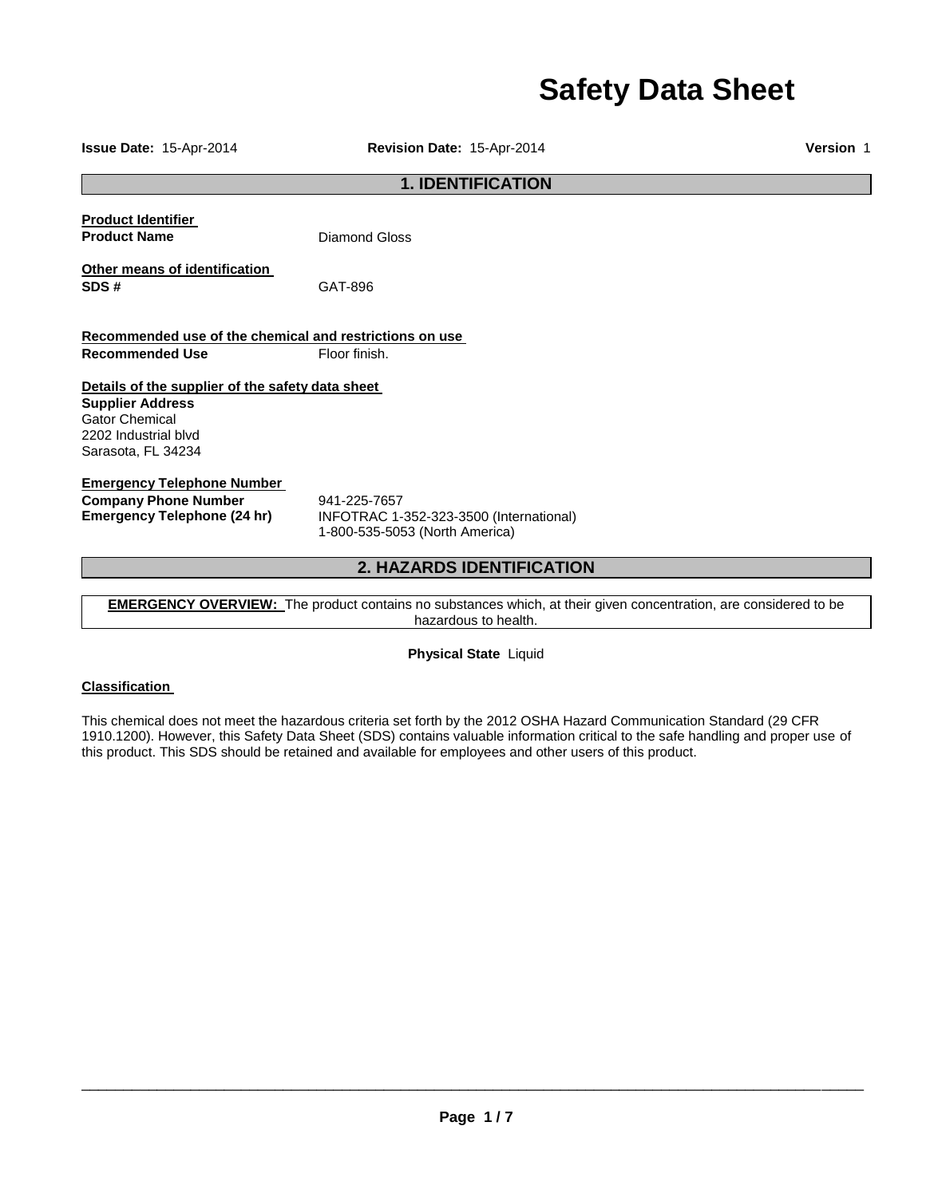# Safety Data Sheet

**Issue Date:** 15-Apr-2014 **Revision Date:** 15-Apr-2014 **Version** 1

## 1. IDENTIFICATION

**Product Identifier**

**Product Name** Diamond Gloss

**Other means of identification**

**SDS #** GAT-896

**Recommended use of the chemical and restrictions on use**

**Recommended Use** Floor finish.

**Details of the supplier of the safety data sheet**

**Supplier Address**
Gator Chemical
2202 Industrial blvd
Sarasota, FL 34234

**Emergency Telephone Number**

**Company Phone Number** 941-225-7657

**Emergency Telephone (24 hr)** INFOTRAC 1-352-323-3500 (International)
1-800-535-5053 (North America)

## 2. HAZARDS IDENTIFICATION

**EMERGENCY OVERVIEW:** The product contains no substances which, at their given concentration, are considered to be hazardous to health.

**Physical State** Liquid

**Classification**

This chemical does not meet the hazardous criteria set forth by the 2012 OSHA Hazard Communication Standard (29 CFR 1910.1200). However, this Safety Data Sheet (SDS) contains valuable information critical to the safe handling and proper use of this product. This SDS should be retained and available for employees and other users of this product.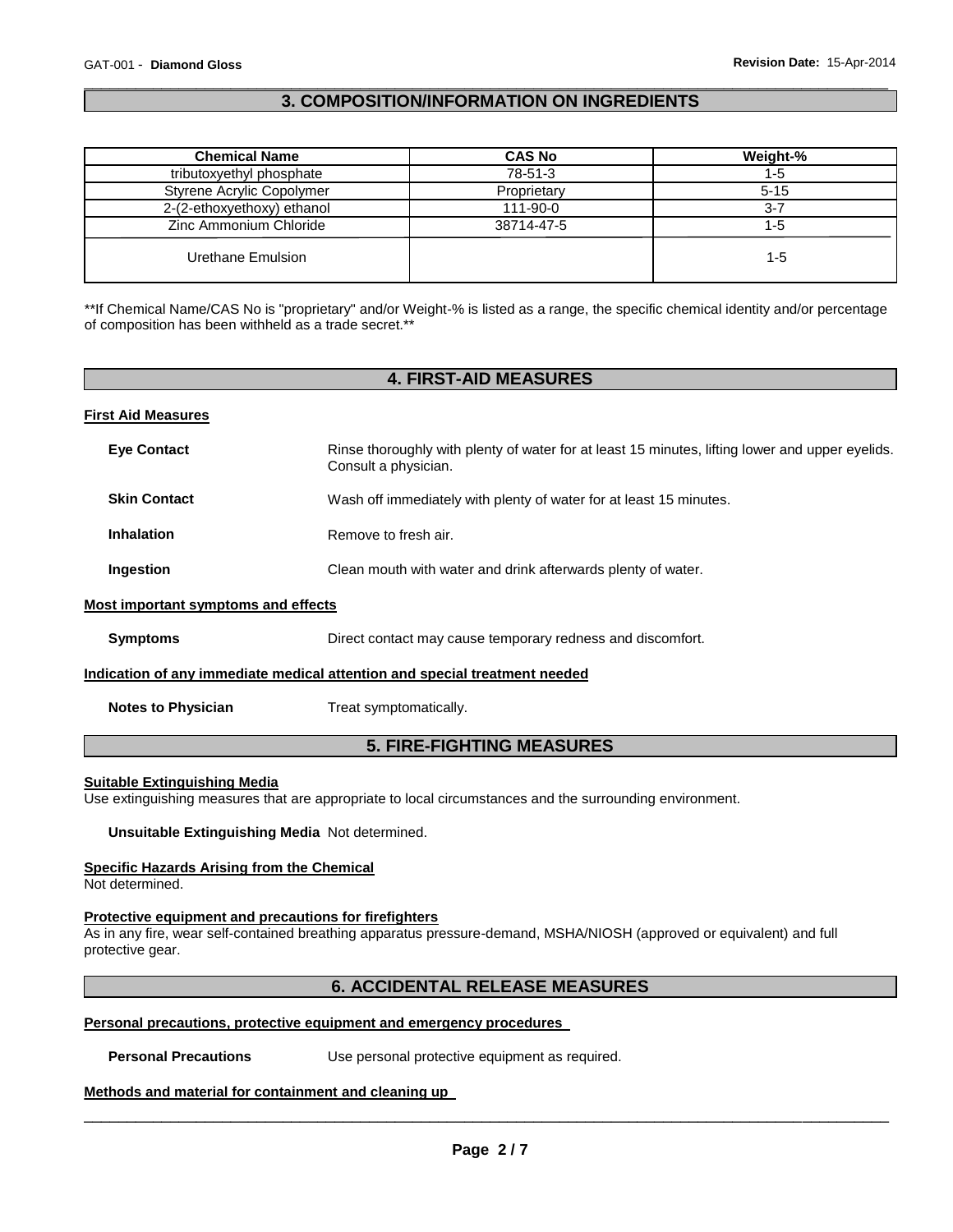## 3. COMPOSITION/INFORMATION ON INGREDIENTS

| Chemical Name | CAS No | Weight-% |
|---|---|---|
| tributoxyethyl phosphate | 78-51-3 | 1-5 |
| Styrene Acrylic Copolymer | Proprietary | 5-15 |
| 2-(2-ethoxyethoxy) ethanol | 111-90-0 | 3-7 |
| Zinc Ammonium Chloride | 38714-47-5 | 1-5 |
| Urethane Emulsion | | 1-5 |

**If Chemical Name/CAS No is "proprietary" and/or Weight-% is listed as a range, the specific chemical identity and/or percentage of composition has been withheld as a trade secret.**

## 4. FIRST-AID MEASURES

### First Aid Measures

**Eye Contact** Rinse thoroughly with plenty of water for at least 15 minutes, lifting lower and upper eyelids. Consult a physician.

**Skin Contact** Wash off immediately with plenty of water for at least 15 minutes.

**Inhalation** Remove to fresh air.

**Ingestion** Clean mouth with water and drink afterwards plenty of water.

### Most important symptoms and effects

**Symptoms** Direct contact may cause temporary redness and discomfort.

### Indication of any immediate medical attention and special treatment needed

**Notes to Physician** Treat symptomatically.

## 5. FIRE-FIGHTING MEASURES

### Suitable Extinguishing Media

Use extinguishing measures that are appropriate to local circumstances and the surrounding environment.

**Unsuitable Extinguishing Media** Not determined.

### Specific Hazards Arising from the Chemical

Not determined.

### Protective equipment and precautions for firefighters

As in any fire, wear self-contained breathing apparatus pressure-demand, MSHA/NIOSH (approved or equivalent) and full protective gear.

## 6. ACCIDENTAL RELEASE MEASURES

### Personal precautions, protective equipment and emergency procedures

**Personal Precautions** Use personal protective equipment as required.

### Methods and material for containment and cleaning up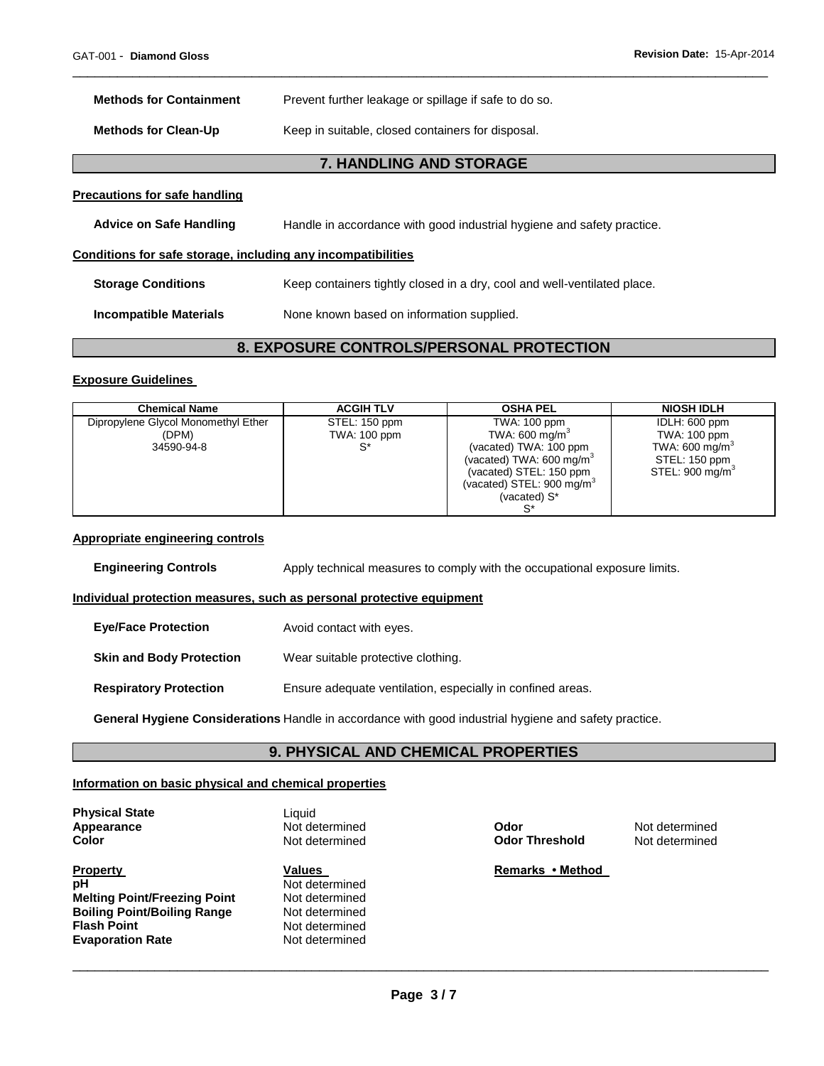**Methods for Containment** Prevent further leakage or spillage if safe to do so.

**Methods for Clean-Up** Keep in suitable, closed containers for disposal.

## 7. HANDLING AND STORAGE

**Precautions for safe handling**

**Advice on Safe Handling** Handle in accordance with good industrial hygiene and safety practice.

**Conditions for safe storage, including any incompatibilities**

**Storage Conditions** Keep containers tightly closed in a dry, cool and well-ventilated place.

**Incompatible Materials** None known based on information supplied.

## 8. EXPOSURE CONTROLS/PERSONAL PROTECTION

**Exposure Guidelines**

| Chemical Name | ACGIH TLV | OSHA PEL | NIOSH IDLH |
|---|---|---|---|
| Dipropylene Glycol Monomethyl Ether (DPM) 34590-94-8 | STEL: 150 ppm TWA: 100 ppm S* | TWA: 100 ppm TWA: 600 mg/m$^3$ (vacated) TWA: 100 ppm (vacated) TWA: 600 mg/m$^3$ (vacated) STEL: 150 ppm (vacated) STEL: 900 mg/m$^3$ (vacated) S* S* | IDLH: 600 ppm TWA: 100 ppm TWA: 600 mg/m$^3$ STEL: 150 ppm STEL: 900 mg/m$^3$ |

**Appropriate engineering controls**

**Engineering Controls** Apply technical measures to comply with the occupational exposure limits.

**Individual protection measures, such as personal protective equipment**

**Eye/Face Protection** Avoid contact with eyes.

**Skin and Body Protection** Wear suitable protective clothing.

**Respiratory Protection** Ensure adequate ventilation, especially in confined areas.

**General Hygiene Considerations** Handle in accordance with good industrial hygiene and safety practice.

## 9. PHYSICAL AND CHEMICAL PROPERTIES

**Information on basic physical and chemical properties**

**Physical State** Liquid
**Appearance** Not determined
**Color** Not determined
**Odor** Not determined
**Odor Threshold** Not determined

| Property | Values | Remarks • Method |
|---|---|---|
| **pH** | Not determined | |
| **Melting Point/Freezing Point** | Not determined | |
| **Boiling Point/Boiling Range** | Not determined | |
| **Flash Point** | Not determined | |
| **Evaporation Rate** | Not determined | |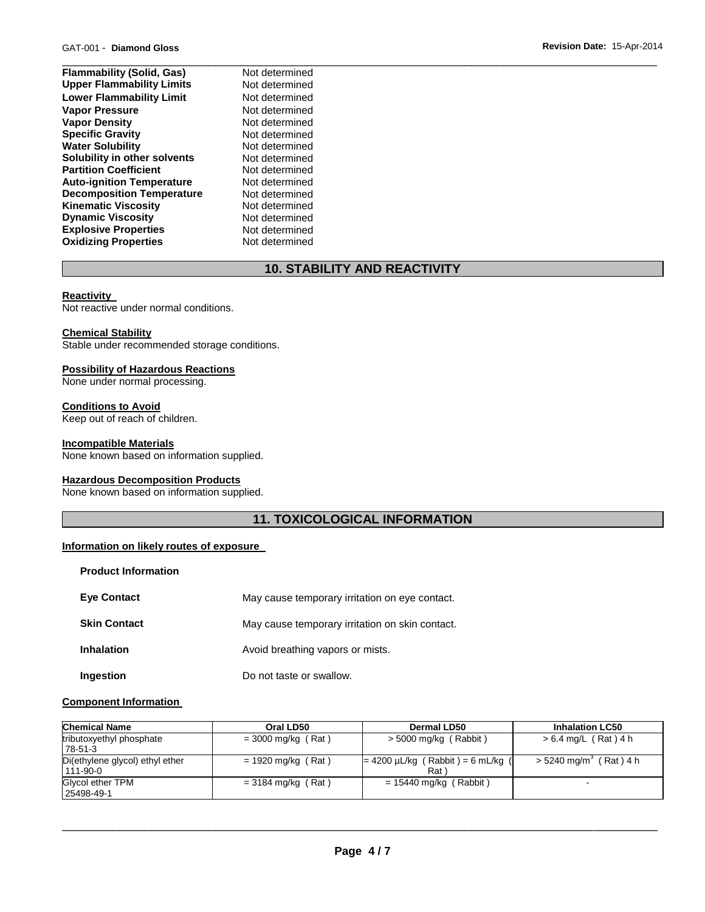| | |
|---|---|
| **Flammability (Solid, Gas)** | Not determined |
| **Upper Flammability Limits** | Not determined |
| **Lower Flammability Limit** | Not determined |
| **Vapor Pressure** | Not determined |
| **Vapor Density** | Not determined |
| **Specific Gravity** | Not determined |
| **Water Solubility** | Not determined |
| **Solubility in other solvents** | Not determined |
| **Partition Coefficient** | Not determined |
| **Auto-ignition Temperature** | Not determined |
| **Decomposition Temperature** | Not determined |
| **Kinematic Viscosity** | Not determined |
| **Dynamic Viscosity** | Not determined |
| **Explosive Properties** | Not determined |
| **Oxidizing Properties** | Not determined |

## 10. STABILITY AND REACTIVITY

**Reactivity**
Not reactive under normal conditions.

**Chemical Stability**
Stable under recommended storage conditions.

**Possibility of Hazardous Reactions**
None under normal processing.

**Conditions to Avoid**
Keep out of reach of children.

**Incompatible Materials**
None known based on information supplied.

**Hazardous Decomposition Products**
None known based on information supplied.

## 11. TOXICOLOGICAL INFORMATION

**Information on likely routes of exposure**

**Product Information**

| | |
|---|---|
| **Eye Contact** | May cause temporary irritation on eye contact. |
| **Skin Contact** | May cause temporary irritation on skin contact. |
| **Inhalation** | Avoid breathing vapors or mists. |
| **Ingestion** | Do not taste or swallow. |

**Component Information**

| Chemical Name | Oral LD50 | Dermal LD50 | Inhalation LC50 |
|---|---|---|---|
| tributoxyethyl phosphate 78-51-3 | = 3000 mg/kg ( Rat ) | > 5000 mg/kg ( Rabbit ) | > 6.4 mg/L ( Rat ) 4 h |
| Di(ethylene glycol) ethyl ether 111-90-0 | = 1920 mg/kg ( Rat ) | = 4200 µL/kg ( Rabbit ) = 6 mL/kg ( Rat ) | > 5240 mg/m$^3$ ( Rat ) 4 h |
| Glycol ether TPM 25498-49-1 | = 3184 mg/kg ( Rat ) | = 15440 mg/kg ( Rabbit ) | - |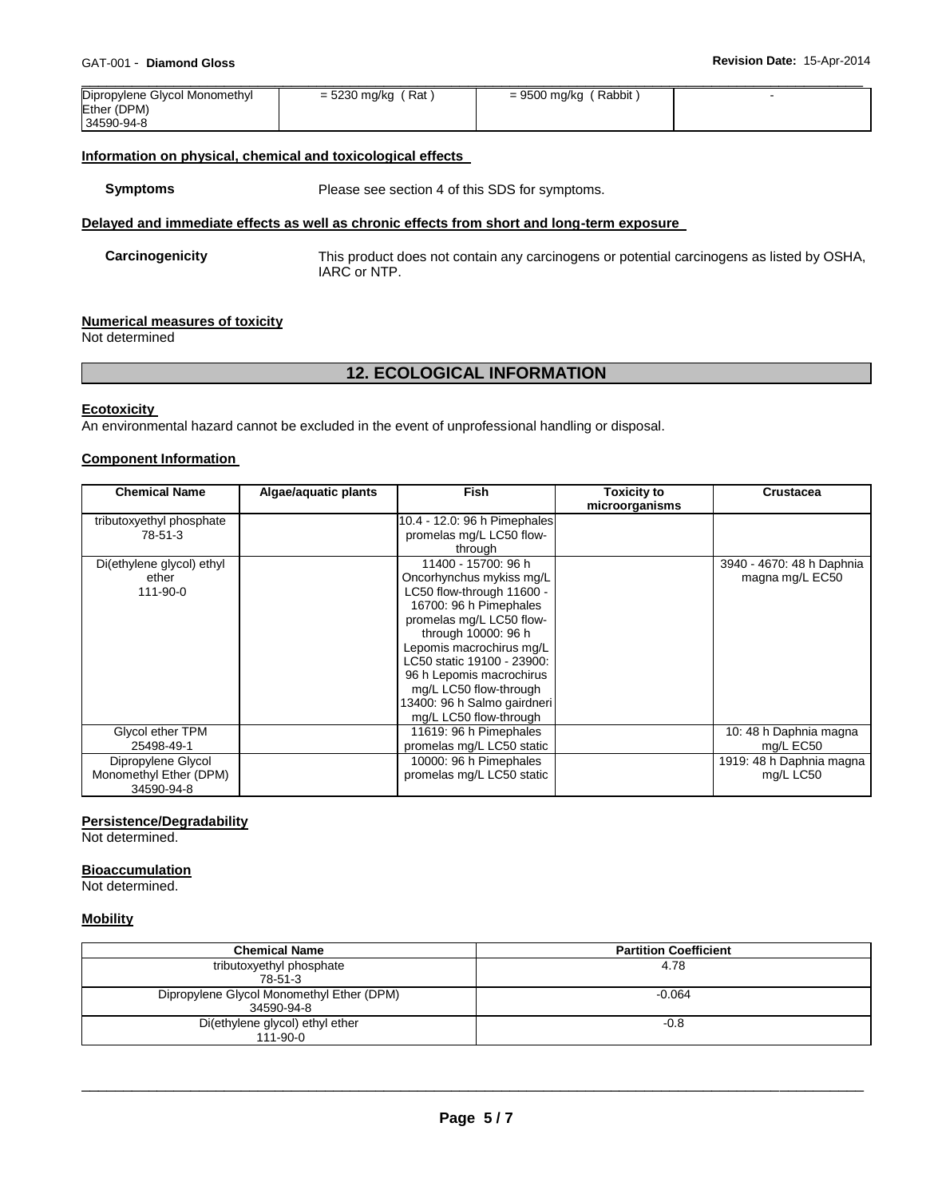| Dipropylene Glycol Monomethyl Ether (DPM) 34590-94-8 | = 5230 mg/kg ( Rat ) | = 9500 mg/kg ( Rabbit ) | - |
|---|---|---|---|

### Information on physical, chemical and toxicological effects

**Symptoms** Please see section 4 of this SDS for symptoms.

### Delayed and immediate effects as well as chronic effects from short and long-term exposure

**Carcinogenicity** This product does not contain any carcinogens or potential carcinogens as listed by OSHA, IARC or NTP.

### Numerical measures of toxicity

Not determined

## 12. ECOLOGICAL INFORMATION

### Ecotoxicity

An environmental hazard cannot be excluded in the event of unprofessional handling or disposal.

### Component Information

| Chemical Name | Algae/aquatic plants | Fish | Toxicity to microorganisms | Crustacea |
|---|---|---|---|---|
| tributoxyethyl phosphate 78-51-3 | | 10.4 - 12.0: 96 h Pimephales promelas mg/L LC50 flow-through | | |
| Di(ethylene glycol) ethyl ether 111-90-0 | | 11400 - 15700: 96 h Oncorhynchus mykiss mg/L LC50 flow-through 11600 - 16700: 96 h Pimephales promelas mg/L LC50 flow-through 10000: 96 h Lepomis macrochirus mg/L LC50 static 19100 - 23900: 96 h Lepomis macrochirus mg/L LC50 flow-through 13400: 96 h Salmo gairdneri mg/L LC50 flow-through | | 3940 - 4670: 48 h Daphnia magna mg/L EC50 |
| Glycol ether TPM 25498-49-1 | | 11619: 96 h Pimephales promelas mg/L LC50 static | | 10: 48 h Daphnia magna mg/L EC50 |
| Dipropylene Glycol Monomethyl Ether (DPM) 34590-94-8 | | 10000: 96 h Pimephales promelas mg/L LC50 static | | 1919: 48 h Daphnia magna mg/L LC50 |

### Persistence/Degradability

Not determined.

### Bioaccumulation

Not determined.

### Mobility

| Chemical Name | Partition Coefficient |
|---|---|
| tributoxyethyl phosphate 78-51-3 | 4.78 |
| Dipropylene Glycol Monomethyl Ether (DPM) 34590-94-8 | -0.064 |
| Di(ethylene glycol) ethyl ether 111-90-0 | -0.8 |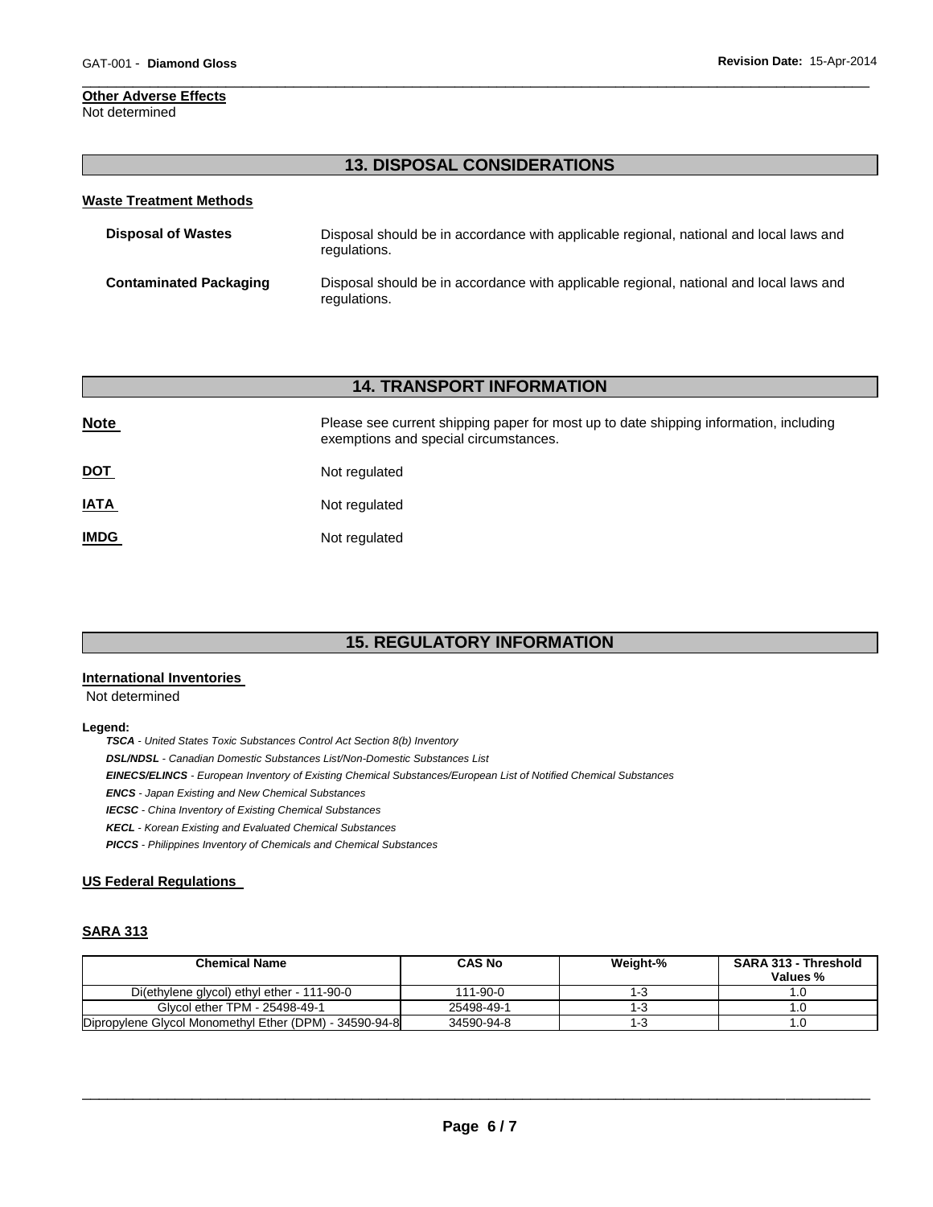**Other Adverse Effects**
Not determined

## 13. DISPOSAL CONSIDERATIONS

**Waste Treatment Methods**

| | |
|---|---|
| **Disposal of Wastes** | Disposal should be in accordance with applicable regional, national and local laws and regulations. |
| **Contaminated Packaging** | Disposal should be in accordance with applicable regional, national and local laws and regulations. |

## 14. TRANSPORT INFORMATION

| | |
|---|---|
| **Note** | Please see current shipping paper for most up to date shipping information, including exemptions and special circumstances. |
| **DOT** | Not regulated |
| **IATA** | Not regulated |
| **IMDG** | Not regulated |

## 15. REGULATORY INFORMATION

**International Inventories**
Not determined

**Legend:**
*TSCA - United States Toxic Substances Control Act Section 8(b) Inventory*
*DSL/NDSL - Canadian Domestic Substances List/Non-Domestic Substances List*
*EINECS/ELINCS - European Inventory of Existing Chemical Substances/European List of Notified Chemical Substances*
*ENCS - Japan Existing and New Chemical Substances*
*IECSC - China Inventory of Existing Chemical Substances*
*KECL - Korean Existing and Evaluated Chemical Substances*
*PICCS - Philippines Inventory of Chemicals and Chemical Substances*

**US Federal Regulations**

**SARA 313**

| Chemical Name | CAS No | Weight-% | SARA 313 - Threshold Values % |
|---|---|---|---|
| Di(ethylene glycol) ethyl ether - 111-90-0 | 111-90-0 | 1-3 | 1.0 |
| Glycol ether TPM - 25498-49-1 | 25498-49-1 | 1-3 | 1.0 |
| Dipropylene Glycol Monomethyl Ether (DPM) - 34590-94-8 | 34590-94-8 | 1-3 | 1.0 |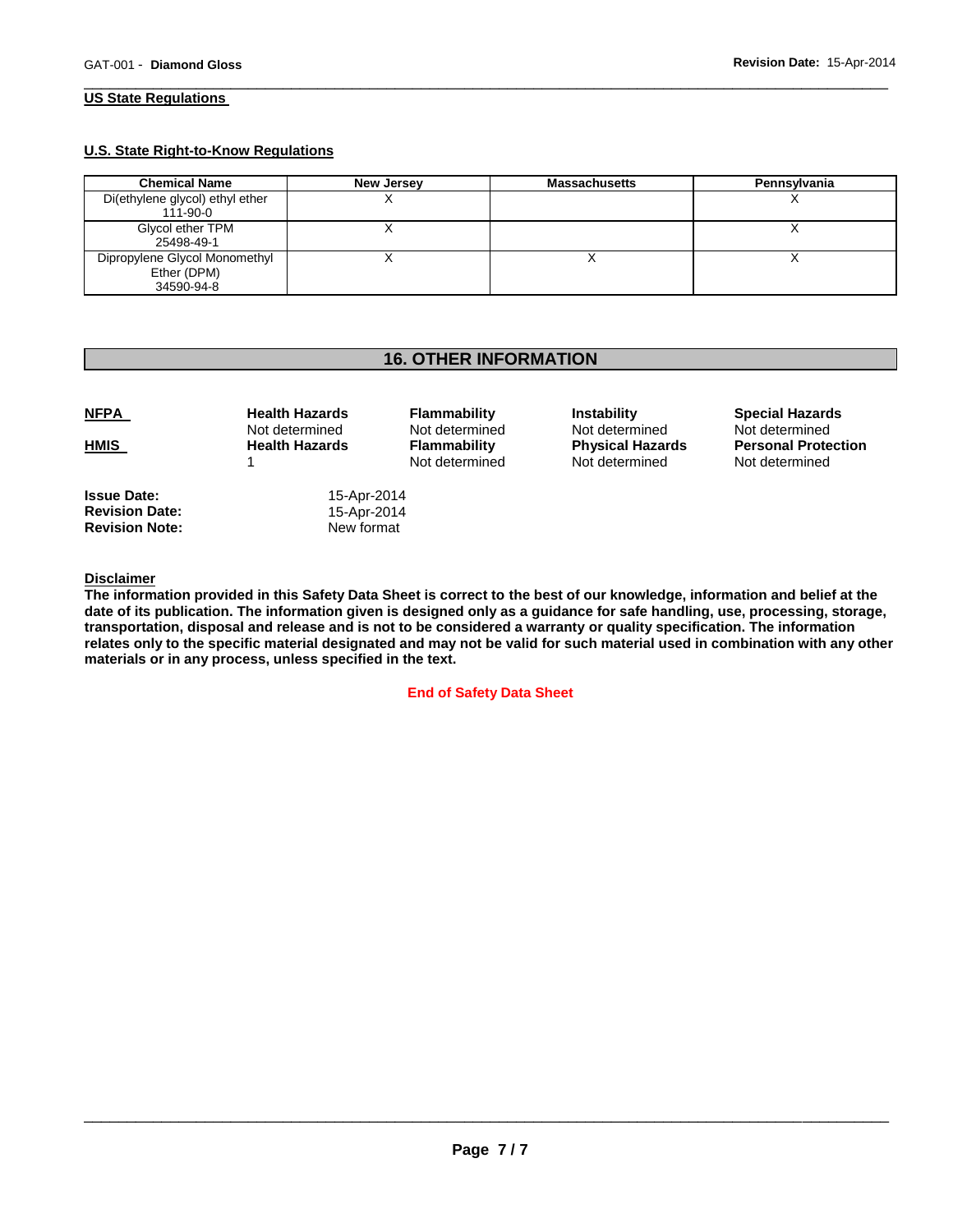## US State Regulations

### U.S. State Right-to-Know Regulations

| Chemical Name | New Jersey | Massachusetts | Pennsylvania |
|---|---|---|---|
| Di(ethylene glycol) ethyl ether 111-90-0 | X | | X |
| Glycol ether TPM 25498-49-1 | X | | X |
| Dipropylene Glycol Monomethyl Ether (DPM) 34590-94-8 | X | X | X |

# 16. OTHER INFORMATION

| | | | | |
|---|---|---|---|---|
| **NFPA** | **Health Hazards** Not determined | **Flammability** Not determined | **Instability** Not determined | **Special Hazards** Not determined |
| **HMIS** | **Health Hazards** 1 | **Flammability** Not determined | **Physical Hazards** Not determined | **Personal Protection** Not determined |

**Issue Date:** 15-Apr-2014
**Revision Date:** 15-Apr-2014
**Revision Note:** New format

**Disclaimer**

**The information provided in this Safety Data Sheet is correct to the best of our knowledge, information and belief at the date of its publication. The information given is designed only as a guidance for safe handling, use, processing, storage, transportation, disposal and release and is not to be considered a warranty or quality specification. The information relates only to the specific material designated and may not be valid for such material used in combination with any other materials or in any process, unless specified in the text.**

**End of Safety Data Sheet**